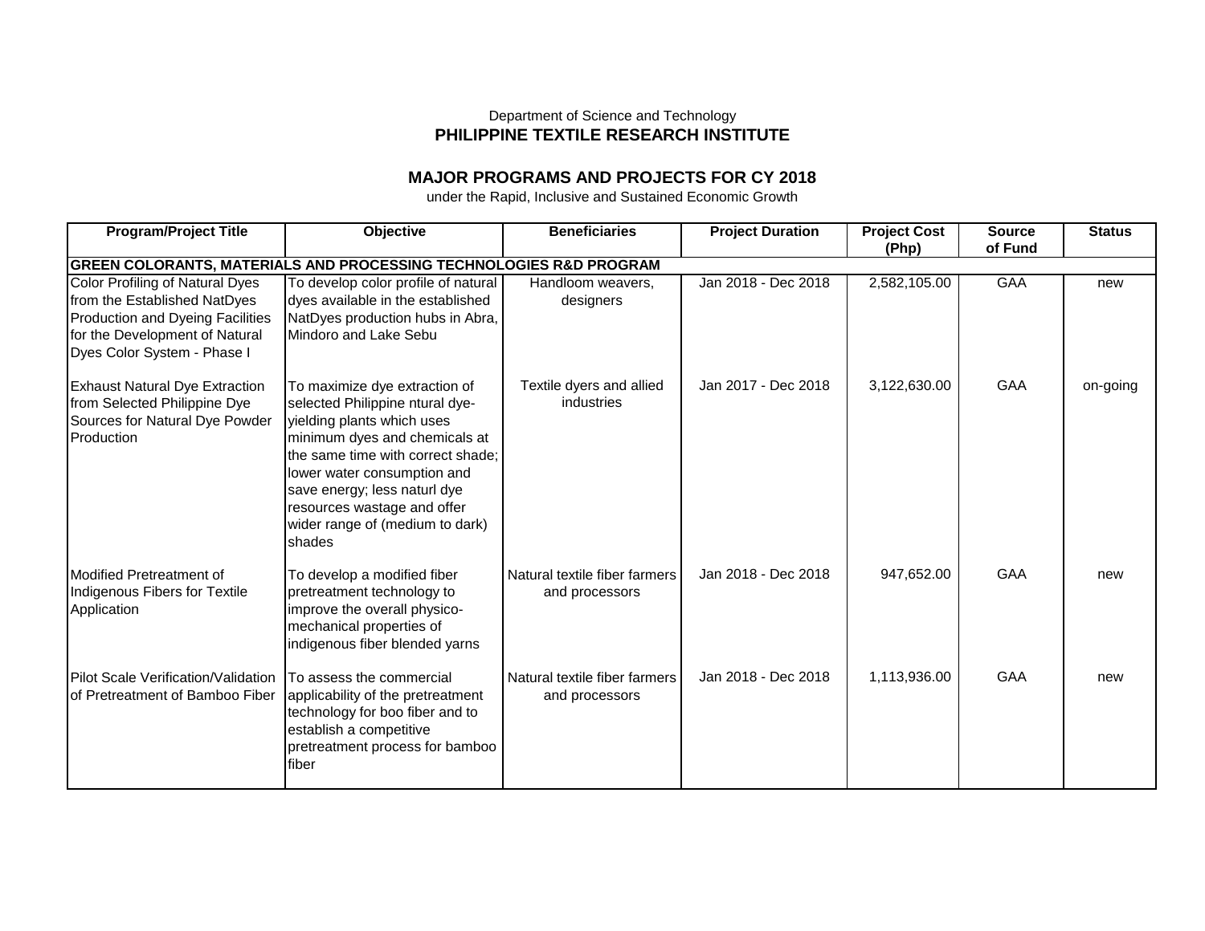Department of Science and Technology

**PHILIPPINE TEXTILE RESEARCH INSTITUTE**

## MAJOR PROGRAMS AND PROJECTS FOR CY 2018

under the Rapid, Inclusive and Sustained Economic Growth

| Program/Project Title | Objective | Beneficiaries | Project Duration | Project Cost (Php) | Source of Fund | Status |
|---|---|---|---|---|---|---|
| **GREEN COLORANTS, MATERIALS AND PROCESSING TECHNOLOGIES R&D PROGRAM** | | | | | | |
| Color Profiling of Natural Dyes from the Established NatDyes Production and Dyeing Facilities for the Development of Natural Dyes Color System - Phase I | To develop color profile of natural dyes available in the established NatDyes production hubs in Abra, Mindoro and Lake Sebu | Handloom weavers, designers | Jan 2018 - Dec 2018 | 2,582,105.00 | GAA | new |
| Exhaust Natural Dye Extraction from Selected Philippine Dye Sources for Natural Dye Powder Production | To maximize dye extraction of selected Philippine ntural dye-yielding plants which uses minimum dyes and chemicals at the same time with correct shade; lower water consumption and save energy; less naturl dye resources wastage and offer wider range of (medium to dark) shades | Textile dyers and allied industries | Jan 2017 - Dec 2018 | 3,122,630.00 | GAA | on-going |
| Modified Pretreatment of Indigenous Fibers for Textile Application | To develop a modified fiber pretreatment technology to improve the overall physico-mechanical properties of indigenous fiber blended yarns | Natural textile fiber farmers and processors | Jan 2018 - Dec 2018 | 947,652.00 | GAA | new |
| Pilot Scale Verification/Validation of Pretreatment of Bamboo Fiber | To assess the commercial applicability of the pretreatment technology for boo fiber and to establish a competitive pretreatment process for bamboo fiber | Natural textile fiber farmers and processors | Jan 2018 - Dec 2018 | 1,113,936.00 | GAA | new |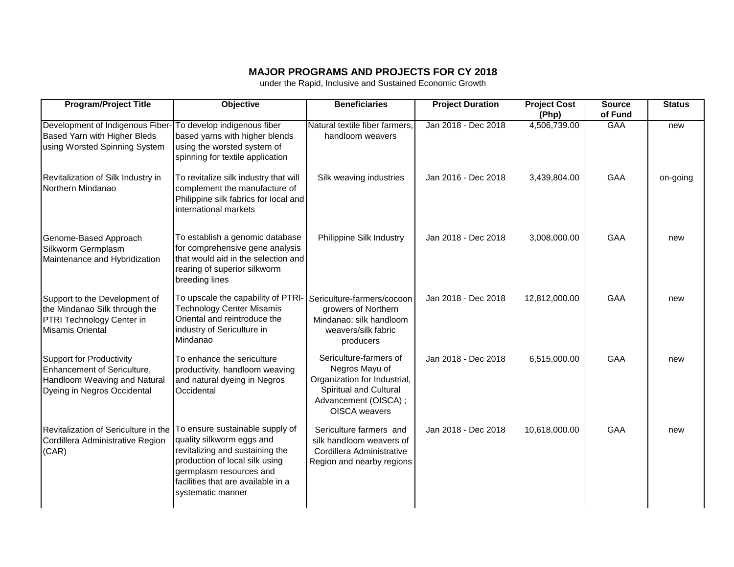## MAJOR PROGRAMS AND PROJECTS FOR CY 2018

under the Rapid, Inclusive and Sustained Economic Growth

| Program/Project Title | Objective | Beneficiaries | Project Duration | Project Cost (Php) | Source of Fund | Status |
|---|---|---|---|---|---|---|
| Development of Indigenous Fiber-Based Yarn with Higher Bleds using Worsted Spinning System | To develop indigenous fiber based yarns with higher blends using the worsted system of spinning for textile application | Natural textile fiber farmers, handloom weavers | Jan 2018 - Dec 2018 | 4,506,739.00 | GAA | new |
| Revitalization of Silk Industry in Northern Mindanao | To revitalize silk industry that will complement the manufacture of Philippine silk fabrics for local and international markets | Silk weaving industries | Jan 2016 - Dec 2018 | 3,439,804.00 | GAA | on-going |
| Genome-Based Approach Silkworm Germplasm Maintenance and Hybridization | To establish a genomic database for comprehensive gene analysis that would aid in the selection and rearing of superior silkworm breeding lines | Philippine Silk Industry | Jan 2018 - Dec 2018 | 3,008,000.00 | GAA | new |
| Support to the Development of the Mindanao Silk through the PTRI Technology Center in Misamis Oriental | To upscale the capability of PTRI-Technology Center Misamis Oriental and reintroduce the industry of Sericulture in Mindanao | Sericulture-farmers/cocoon growers of Northern Mindanao; silk handloom weavers/silk fabric producers | Jan 2018 - Dec 2018 | 12,812,000.00 | GAA | new |
| Support for Productivity Enhancement of Sericulture, Handloom Weaving and Natural Dyeing in Negros Occidental | To enhance the sericulture productivity, handloom weaving and natural dyeing in Negros Occidental | Sericulture-farmers of Negros Mayu of Organization for Industrial, Spiritual and Cultural Advancement (OISCA) ; OISCA weavers | Jan 2018 - Dec 2018 | 6,515,000.00 | GAA | new |
| Revitalization of Sericulture in the Cordillera Administrative Region (CAR) | To ensure sustainable supply of quality silkworm eggs and revitalizing and sustaining the production of local silk using germplasm resources and facilities that are available in a systematic manner | Sericulture farmers and silk handloom weavers of Cordillera Administrative Region and nearby regions | Jan 2018 - Dec 2018 | 10,618,000.00 | GAA | new |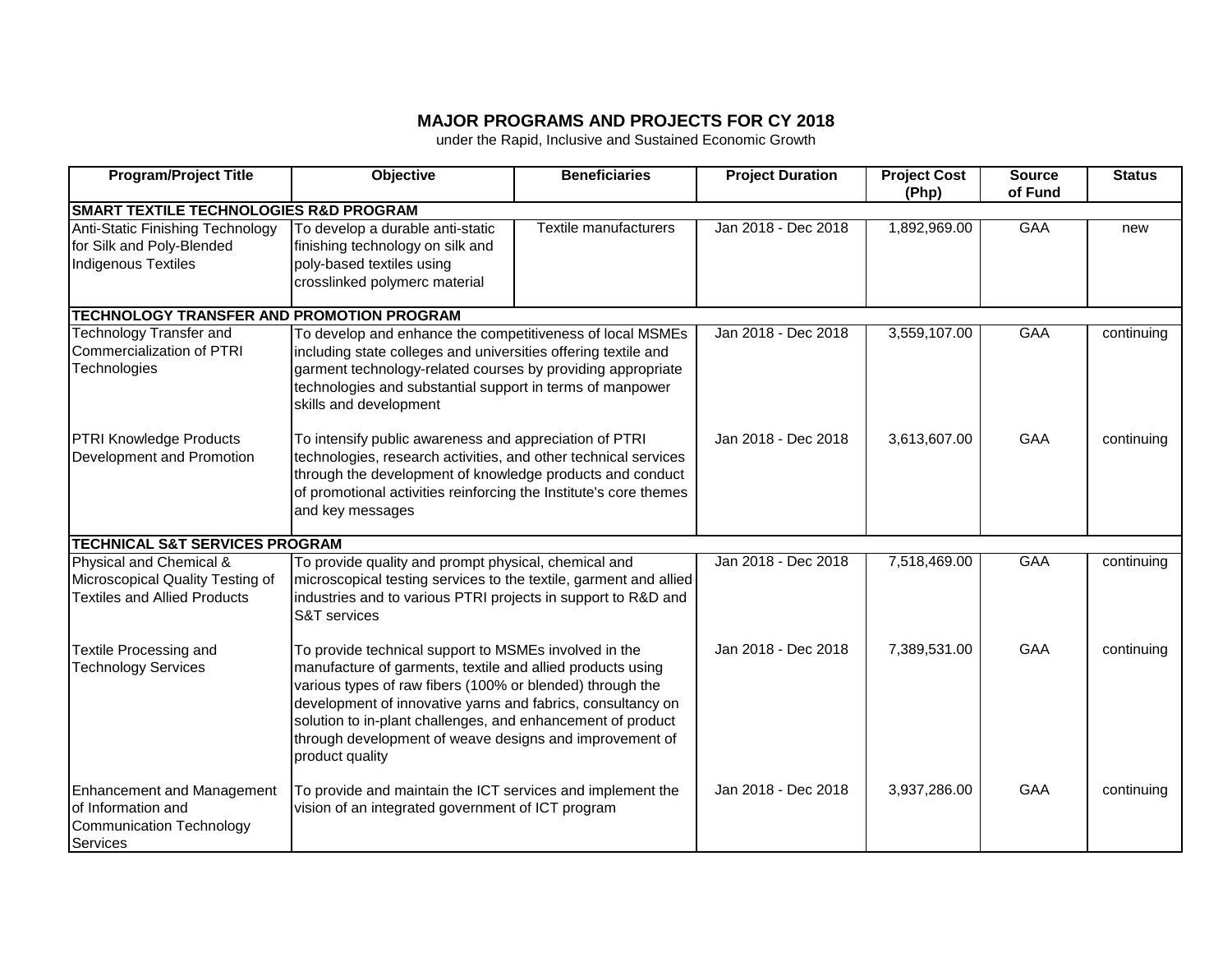## MAJOR PROGRAMS AND PROJECTS FOR CY 2018

under the Rapid, Inclusive and Sustained Economic Growth

| Program/Project Title | Objective | Beneficiaries | Project Duration | Project Cost (Php) | Source of Fund | Status |
|---|---|---|---|---|---|---|
| **SMART TEXTILE TECHNOLOGIES R&D PROGRAM** | | | | | | |
| Anti-Static Finishing Technology for Silk and Poly-Blended Indigenous Textiles | To develop a durable anti-static finishing technology on silk and poly-based textiles using crosslinked polymerc material | Textile manufacturers | Jan 2018 - Dec 2018 | 1,892,969.00 | GAA | new |
| **TECHNOLOGY TRANSFER AND PROMOTION PROGRAM** | | | | | | |
| Technology Transfer and Commercialization of PTRI Technologies | To develop and enhance the competitiveness of local MSMEs including state colleges and universities offering textile and garment technology-related courses by providing appropriate technologies and substantial support in terms of manpower skills and development | | Jan 2018 - Dec 2018 | 3,559,107.00 | GAA | continuing |
| PTRI Knowledge Products Development and Promotion | To intensify public awareness and appreciation of PTRI technologies, research activities, and other technical services through the development of knowledge products and conduct of promotional activities reinforcing the Institute's core themes and key messages | | Jan 2018 - Dec 2018 | 3,613,607.00 | GAA | continuing |
| **TECHNICAL S&T SERVICES PROGRAM** | | | | | | |
| Physical and Chemical & Microscopical Quality Testing of Textiles and Allied Products | To provide quality and prompt physical, chemical and microscopical testing services to the textile, garment and allied industries and to various PTRI projects in support to R&D and S&T services | | Jan 2018 - Dec 2018 | 7,518,469.00 | GAA | continuing |
| Textile Processing and Technology Services | To provide technical support to MSMEs involved in the manufacture of garments, textile and allied products using various types of raw fibers (100% or blended) through the development of innovative yarns and fabrics, consultancy on solution to in-plant challenges, and enhancement of product through development of weave designs and improvement of product quality | | Jan 2018 - Dec 2018 | 7,389,531.00 | GAA | continuing |
| Enhancement and Management of Information and Communication Technology Services | To provide and maintain the ICT services and implement the vision of an integrated government of ICT program | | Jan 2018 - Dec 2018 | 3,937,286.00 | GAA | continuing |